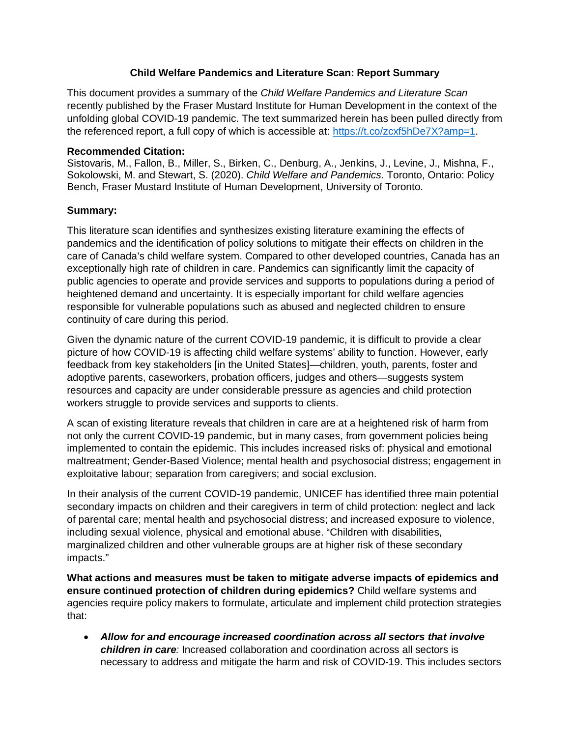# Child Welfare Pandemics and Literature Scan: Report Summary

This document provides a summary of the *Child Welfare Pandemics and Literature Scan* recently published by the Fraser Mustard Institute for Human Development in the context of the unfolding global COVID-19 pandemic. The text summarized herein has been pulled directly from the referenced report, a full copy of which is accessible at: [https://t.co/zcxf5hDe7X?amp=1](https://t.co/zcxf5hDe7X?amp=1).

**Recommended Citation:**
Sistovaris, M., Fallon, B., Miller, S., Birken, C., Denburg, A., Jenkins, J., Levine, J., Mishna, F., Sokolowski, M. and Stewart, S. (2020). *Child Welfare and Pandemics.* Toronto, Ontario: Policy Bench, Fraser Mustard Institute of Human Development, University of Toronto.

**Summary:**

This literature scan identifies and synthesizes existing literature examining the effects of pandemics and the identification of policy solutions to mitigate their effects on children in the care of Canada's child welfare system. Compared to other developed countries, Canada has an exceptionally high rate of children in care. Pandemics can significantly limit the capacity of public agencies to operate and provide services and supports to populations during a period of heightened demand and uncertainty. It is especially important for child welfare agencies responsible for vulnerable populations such as abused and neglected children to ensure continuity of care during this period.

Given the dynamic nature of the current COVID-19 pandemic, it is difficult to provide a clear picture of how COVID-19 is affecting child welfare systems' ability to function. However, early feedback from key stakeholders [in the United States]—children, youth, parents, foster and adoptive parents, caseworkers, probation officers, judges and others—suggests system resources and capacity are under considerable pressure as agencies and child protection workers struggle to provide services and supports to clients.

A scan of existing literature reveals that children in care are at a heightened risk of harm from not only the current COVID-19 pandemic, but in many cases, from government policies being implemented to contain the epidemic. This includes increased risks of: physical and emotional maltreatment; Gender-Based Violence; mental health and psychosocial distress; engagement in exploitative labour; separation from caregivers; and social exclusion.

In their analysis of the current COVID-19 pandemic, UNICEF has identified three main potential secondary impacts on children and their caregivers in term of child protection: neglect and lack of parental care; mental health and psychosocial distress; and increased exposure to violence, including sexual violence, physical and emotional abuse. "Children with disabilities, marginalized children and other vulnerable groups are at higher risk of these secondary impacts."

**What actions and measures must be taken to mitigate adverse impacts of epidemics and ensure continued protection of children during epidemics?** Child welfare systems and agencies require policy makers to formulate, articulate and implement child protection strategies that:

- ***Allow for and encourage increased coordination across all sectors that involve children in care:*** Increased collaboration and coordination across all sectors is necessary to address and mitigate the harm and risk of COVID-19. This includes sectors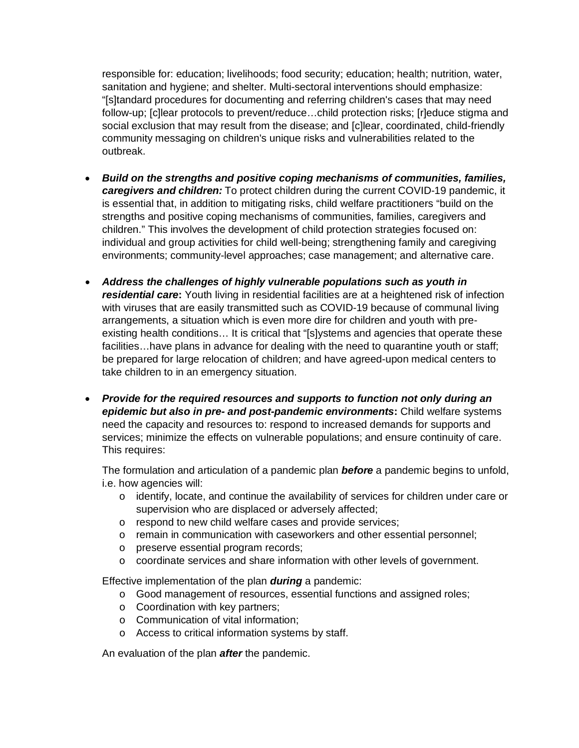responsible for: education; livelihoods; food security; education; health; nutrition, water, sanitation and hygiene; and shelter. Multi-sectoral interventions should emphasize: "[s]tandard procedures for documenting and referring children's cases that may need follow-up; [c]lear protocols to prevent/reduce…child protection risks; [r]educe stigma and social exclusion that may result from the disease; and [c]lear, coordinated, child-friendly community messaging on children's unique risks and vulnerabilities related to the outbreak.

- ***Build on the strengths and positive coping mechanisms of communities, families, caregivers and children:*** To protect children during the current COVID-19 pandemic, it is essential that, in addition to mitigating risks, child welfare practitioners "build on the strengths and positive coping mechanisms of communities, families, caregivers and children." This involves the development of child protection strategies focused on: individual and group activities for child well-being; strengthening family and caregiving environments; community-level approaches; case management; and alternative care.

- ***Address the challenges of highly vulnerable populations such as youth in residential care*:** Youth living in residential facilities are at a heightened risk of infection with viruses that are easily transmitted such as COVID-19 because of communal living arrangements, a situation which is even more dire for children and youth with pre-existing health conditions… It is critical that "[s]ystems and agencies that operate these facilities…have plans in advance for dealing with the need to quarantine youth or staff; be prepared for large relocation of children; and have agreed-upon medical centers to take children to in an emergency situation.

- ***Provide for the required resources and supports to function not only during an epidemic but also in pre- and post-pandemic environments*:** Child welfare systems need the capacity and resources to: respond to increased demands for supports and services; minimize the effects on vulnerable populations; and ensure continuity of care. This requires:

  The formulation and articulation of a pandemic plan ***before*** a pandemic begins to unfold, i.e. how agencies will:
  - identify, locate, and continue the availability of services for children under care or supervision who are displaced or adversely affected;
  - respond to new child welfare cases and provide services;
  - remain in communication with caseworkers and other essential personnel;
  - preserve essential program records;
  - coordinate services and share information with other levels of government.

  Effective implementation of the plan ***during*** a pandemic:
  - Good management of resources, essential functions and assigned roles;
  - Coordination with key partners;
  - Communication of vital information;
  - Access to critical information systems by staff.

  An evaluation of the plan ***after*** the pandemic.